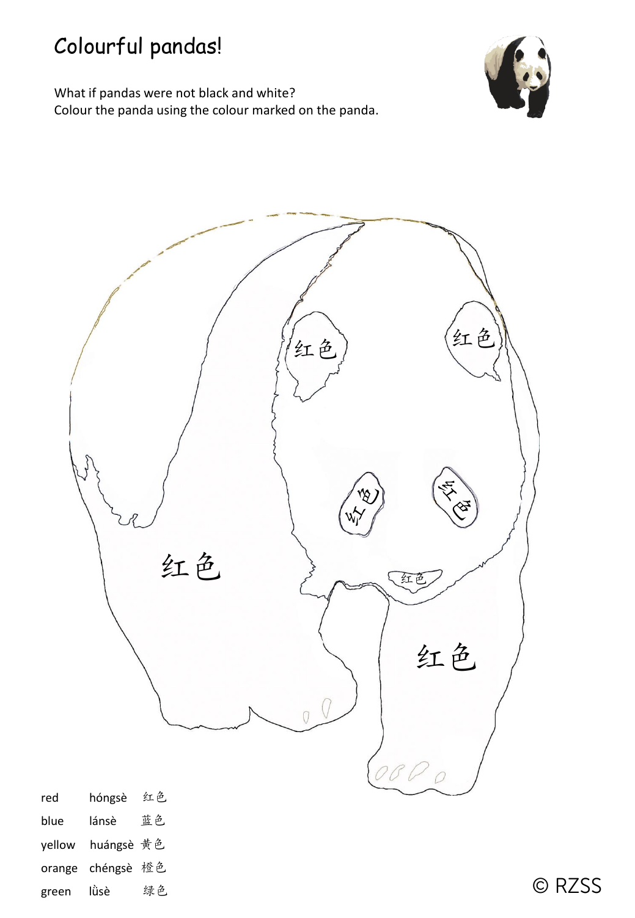# Colourful pandas!

What if pandas were not black and white?
Colour the panda using the colour marked on the panda.

红色

红色

红色

红色

红色

红色

红色

红色

| | | |
|---|---|---|
| red | hóngsè | 红色 |
| blue | lánsè | 蓝色 |
| yellow | huángsè | 黄色 |
| orange | chéngsè | 橙色 |
| green | lǜsè | 绿色 |

© RZSS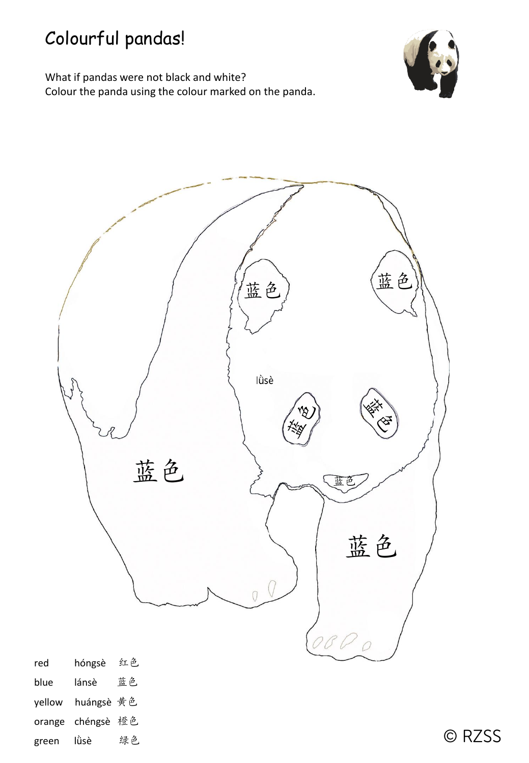# Colourful pandas!

What if pandas were not black and white?
Colour the panda using the colour marked on the panda.

蓝色

蓝色

lǜsè

蓝色

蓝色

蓝色

蓝色

蓝色

蓝色

| | | |
|---|---|---|
| red | hóngsè | 红色 |
| blue | lánsè | 蓝色 |
| yellow | huángsè | 黄色 |
| orange | chéngsè | 橙色 |
| green | lǜsè | 绿色 |

© RZSS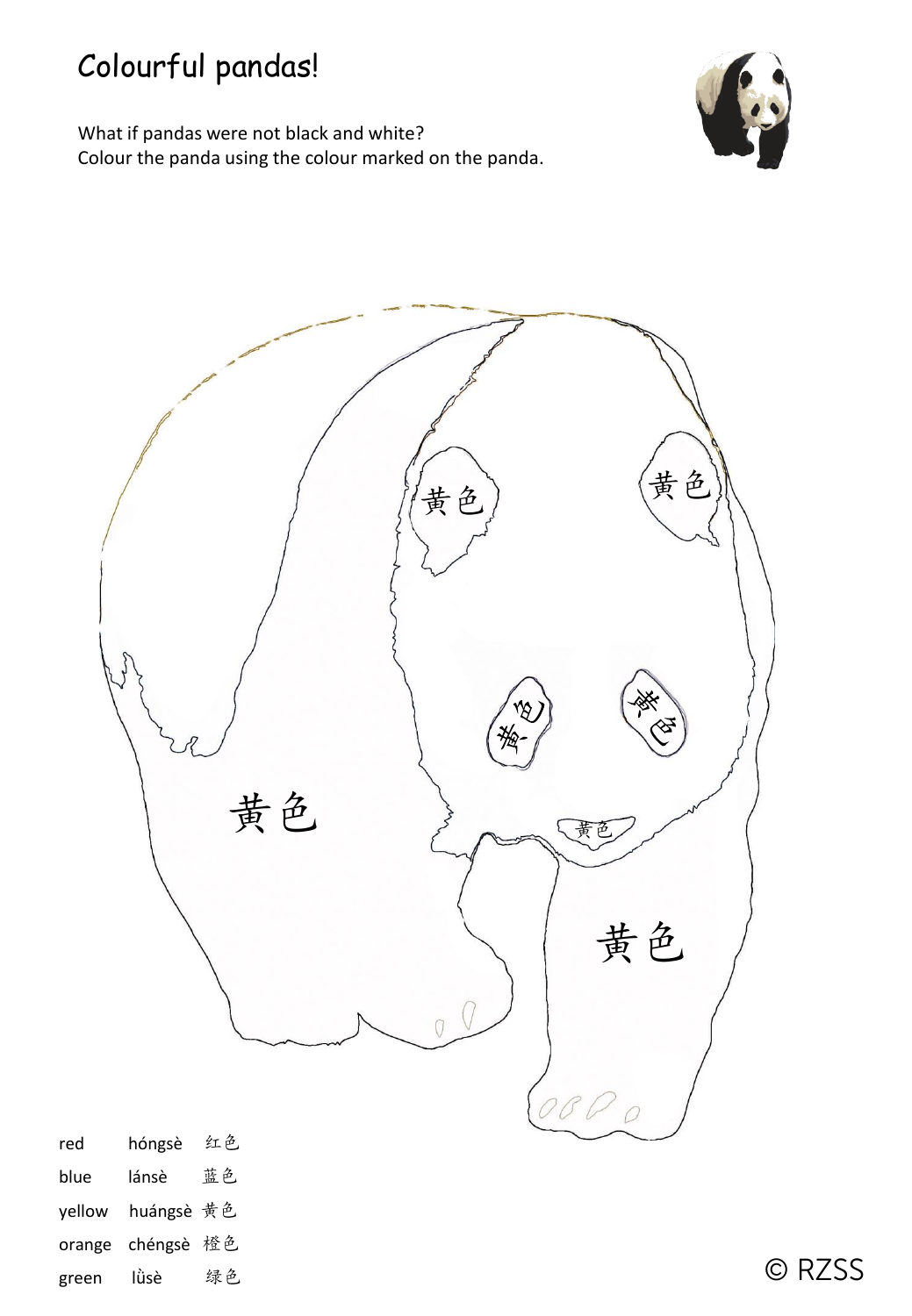# Colourful pandas!

What if pandas were not black and white?
Colour the panda using the colour marked on the panda.

黄色

黄色

黄色

黄色

黄色

黄色

黄色

| | | |
|---|---|---|
| red | hóngsè | 红色 |
| blue | lánsè | 蓝色 |
| yellow | huángsè | 黄色 |
| orange | chéngsè | 橙色 |
| green | lǜsè | 绿色 |

© RZSS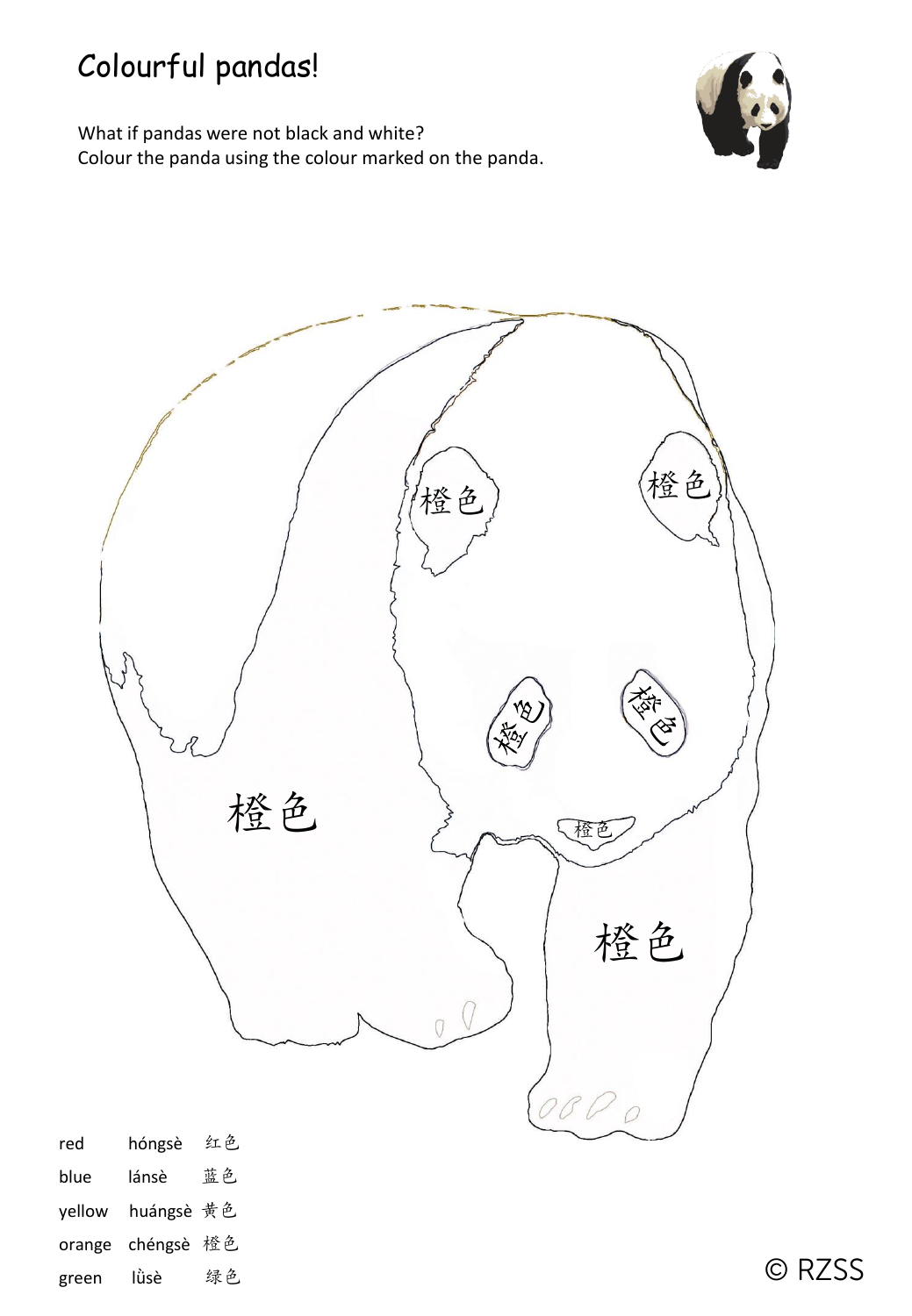# Colourful pandas!

What if pandas were not black and white?
Colour the panda using the colour marked on the panda.

橙色

橙色

橙色

橙色

橙色

橙色

橙色

| | | |
|---|---|---|
| red | hóngsè | 红色 |
| blue | lánsè | 蓝色 |
| yellow | huángsè | 黄色 |
| orange | chéngsè | 橙色 |
| green | lǜsè | 绿色 |

© RZSS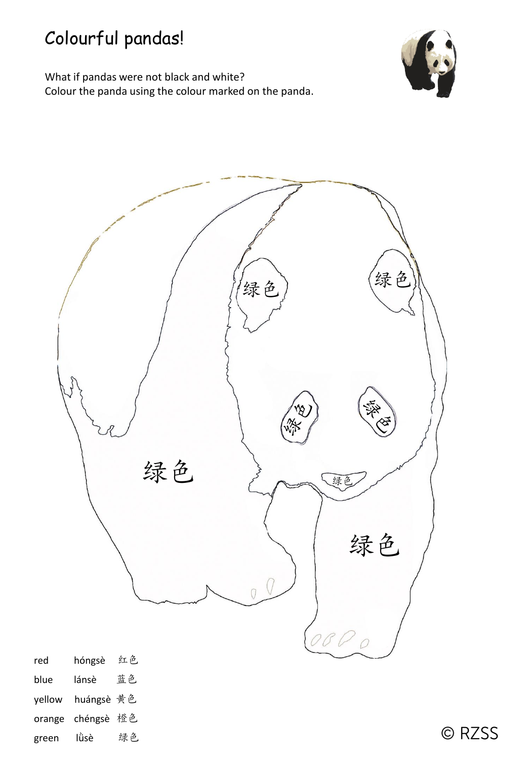# Colourful pandas!

What if pandas were not black and white?
Colour the panda using the colour marked on the panda.

绿色

绿色

绿色

绿色

绿色

绿色

绿色

绿色

| | | |
|---|---|---|
| red | hóngsè | 红色 |
| blue | lánsè | 蓝色 |
| yellow | huángsè | 黄色 |
| orange | chéngsè | 橙色 |
| green | lǜsè | 绿色 |

© RZSS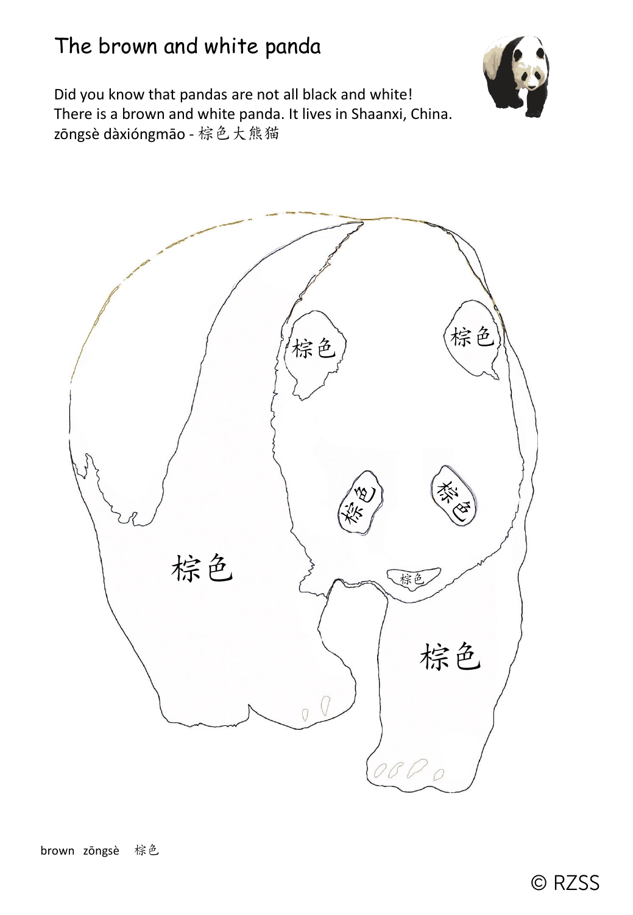# The brown and white panda

Did you know that pandas are not all black and white!
There is a brown and white panda. It lives in Shaanxi, China.
zōngsè dàxióngmāo - 棕色大熊猫

brown zōngsè 棕色

© RZSS